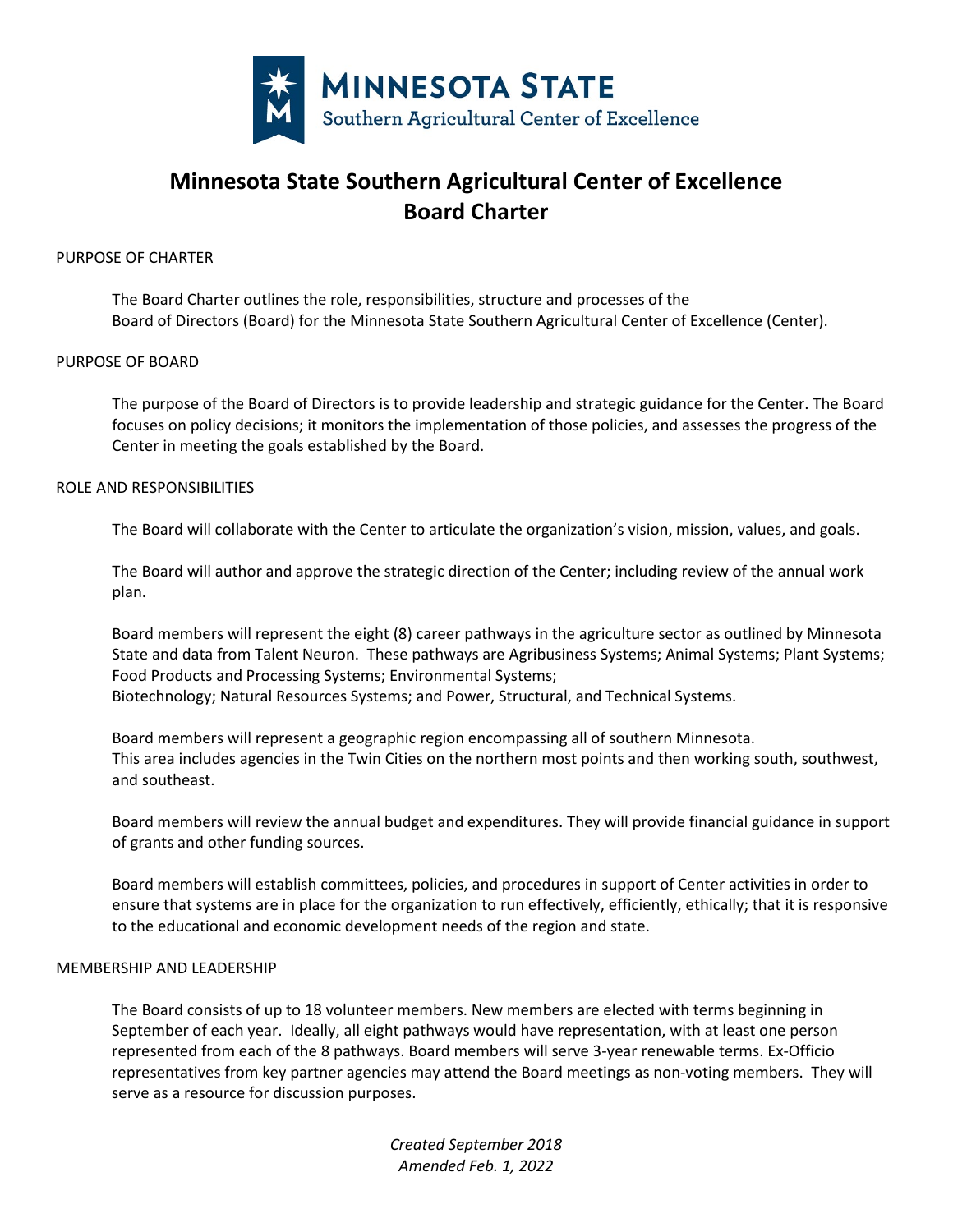MINNESOTA STATE
Southern Agricultural Center of Excellence

# Minnesota State Southern Agricultural Center of Excellence Board Charter

## PURPOSE OF CHARTER

The Board Charter outlines the role, responsibilities, structure and processes of the Board of Directors (Board) for the Minnesota State Southern Agricultural Center of Excellence (Center).

## PURPOSE OF BOARD

The purpose of the Board of Directors is to provide leadership and strategic guidance for the Center. The Board focuses on policy decisions; it monitors the implementation of those policies, and assesses the progress of the Center in meeting the goals established by the Board.

## ROLE AND RESPONSIBILITIES

The Board will collaborate with the Center to articulate the organization's vision, mission, values, and goals.

The Board will author and approve the strategic direction of the Center; including review of the annual work plan.

Board members will represent the eight (8) career pathways in the agriculture sector as outlined by Minnesota State and data from Talent Neuron. These pathways are Agribusiness Systems; Animal Systems; Plant Systems; Food Products and Processing Systems; Environmental Systems; Biotechnology; Natural Resources Systems; and Power, Structural, and Technical Systems.

Board members will represent a geographic region encompassing all of southern Minnesota. This area includes agencies in the Twin Cities on the northern most points and then working south, southwest, and southeast.

Board members will review the annual budget and expenditures. They will provide financial guidance in support of grants and other funding sources.

Board members will establish committees, policies, and procedures in support of Center activities in order to ensure that systems are in place for the organization to run effectively, efficiently, ethically; that it is responsive to the educational and economic development needs of the region and state.

## MEMBERSHIP AND LEADERSHIP

The Board consists of up to 18 volunteer members. New members are elected with terms beginning in September of each year. Ideally, all eight pathways would have representation, with at least one person represented from each of the 8 pathways. Board members will serve 3-year renewable terms. Ex-Officio representatives from key partner agencies may attend the Board meetings as non-voting members. They will serve as a resource for discussion purposes.

*Created September 2018*
*Amended Feb. 1, 2022*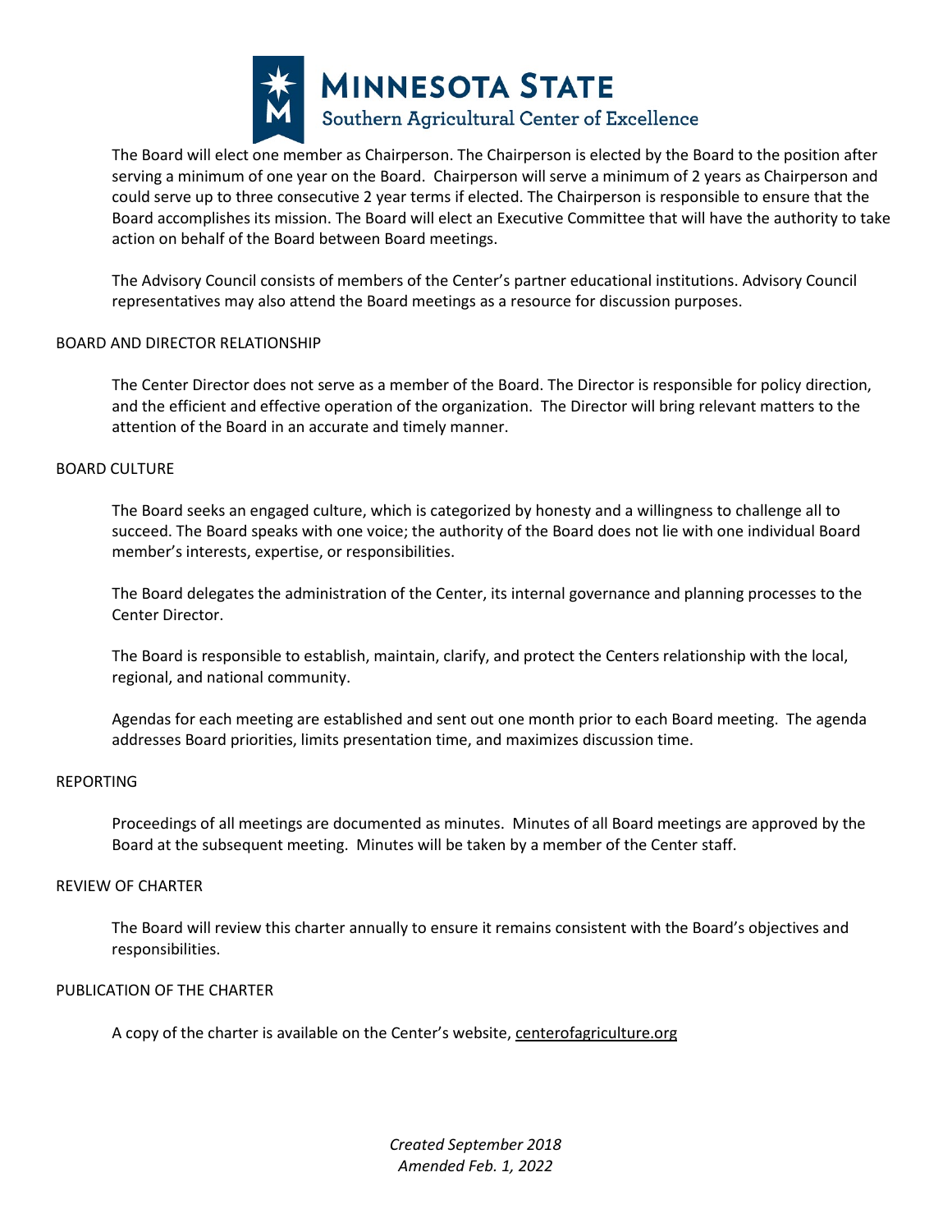The Board will elect one member as Chairperson. The Chairperson is elected by the Board to the position after serving a minimum of one year on the Board. Chairperson will serve a minimum of 2 years as Chairperson and could serve up to three consecutive 2 year terms if elected. The Chairperson is responsible to ensure that the Board accomplishes its mission. The Board will elect an Executive Committee that will have the authority to take action on behalf of the Board between Board meetings.

The Advisory Council consists of members of the Center's partner educational institutions. Advisory Council representatives may also attend the Board meetings as a resource for discussion purposes.

## BOARD AND DIRECTOR RELATIONSHIP

The Center Director does not serve as a member of the Board. The Director is responsible for policy direction, and the efficient and effective operation of the organization. The Director will bring relevant matters to the attention of the Board in an accurate and timely manner.

## BOARD CULTURE

The Board seeks an engaged culture, which is categorized by honesty and a willingness to challenge all to succeed. The Board speaks with one voice; the authority of the Board does not lie with one individual Board member's interests, expertise, or responsibilities.

The Board delegates the administration of the Center, its internal governance and planning processes to the Center Director.

The Board is responsible to establish, maintain, clarify, and protect the Centers relationship with the local, regional, and national community.

Agendas for each meeting are established and sent out one month prior to each Board meeting. The agenda addresses Board priorities, limits presentation time, and maximizes discussion time.

## REPORTING

Proceedings of all meetings are documented as minutes. Minutes of all Board meetings are approved by the Board at the subsequent meeting. Minutes will be taken by a member of the Center staff.

## REVIEW OF CHARTER

The Board will review this charter annually to ensure it remains consistent with the Board's objectives and responsibilities.

## PUBLICATION OF THE CHARTER

A copy of the charter is available on the Center's website, centerofagriculture.org

*Created September 2018*
*Amended Feb. 1, 2022*